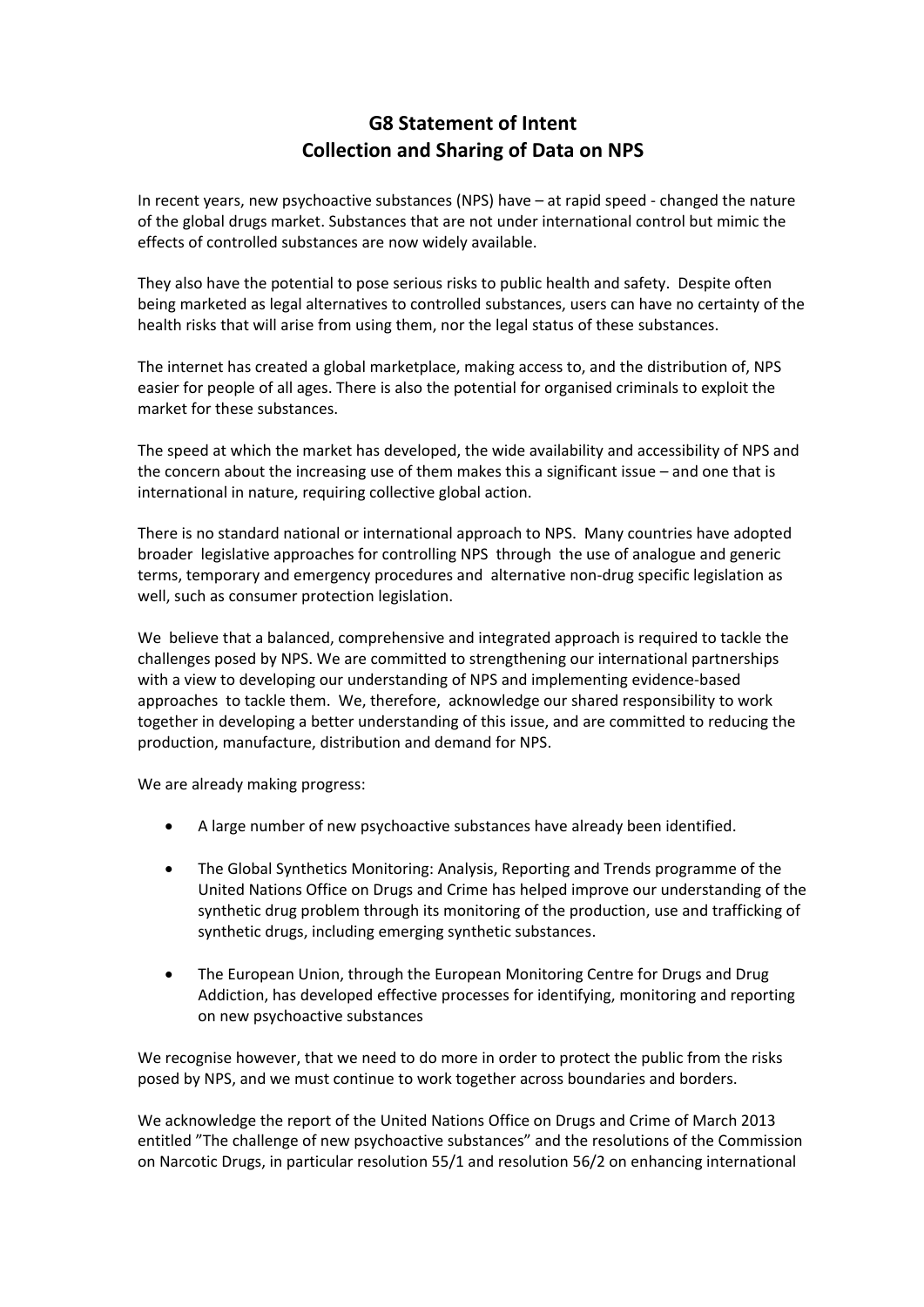# G8 Statement of Intent
## Collection and Sharing of Data on NPS

In recent years, new psychoactive substances (NPS) have – at rapid speed - changed the nature of the global drugs market. Substances that are not under international control but mimic the effects of controlled substances are now widely available.

They also have the potential to pose serious risks to public health and safety. Despite often being marketed as legal alternatives to controlled substances, users can have no certainty of the health risks that will arise from using them, nor the legal status of these substances.

The internet has created a global marketplace, making access to, and the distribution of, NPS easier for people of all ages. There is also the potential for organised criminals to exploit the market for these substances.

The speed at which the market has developed, the wide availability and accessibility of NPS and the concern about the increasing use of them makes this a significant issue – and one that is international in nature, requiring collective global action.

There is no standard national or international approach to NPS. Many countries have adopted broader legislative approaches for controlling NPS through the use of analogue and generic terms, temporary and emergency procedures and alternative non-drug specific legislation as well, such as consumer protection legislation.

We believe that a balanced, comprehensive and integrated approach is required to tackle the challenges posed by NPS. We are committed to strengthening our international partnerships with a view to developing our understanding of NPS and implementing evidence-based approaches to tackle them. We, therefore, acknowledge our shared responsibility to work together in developing a better understanding of this issue, and are committed to reducing the production, manufacture, distribution and demand for NPS.

We are already making progress:

- A large number of new psychoactive substances have already been identified.
- The Global Synthetics Monitoring: Analysis, Reporting and Trends programme of the United Nations Office on Drugs and Crime has helped improve our understanding of the synthetic drug problem through its monitoring of the production, use and trafficking of synthetic drugs, including emerging synthetic substances.
- The European Union, through the European Monitoring Centre for Drugs and Drug Addiction, has developed effective processes for identifying, monitoring and reporting on new psychoactive substances

We recognise however, that we need to do more in order to protect the public from the risks posed by NPS, and we must continue to work together across boundaries and borders.

We acknowledge the report of the United Nations Office on Drugs and Crime of March 2013 entitled "The challenge of new psychoactive substances" and the resolutions of the Commission on Narcotic Drugs, in particular resolution 55/1 and resolution 56/2 on enhancing international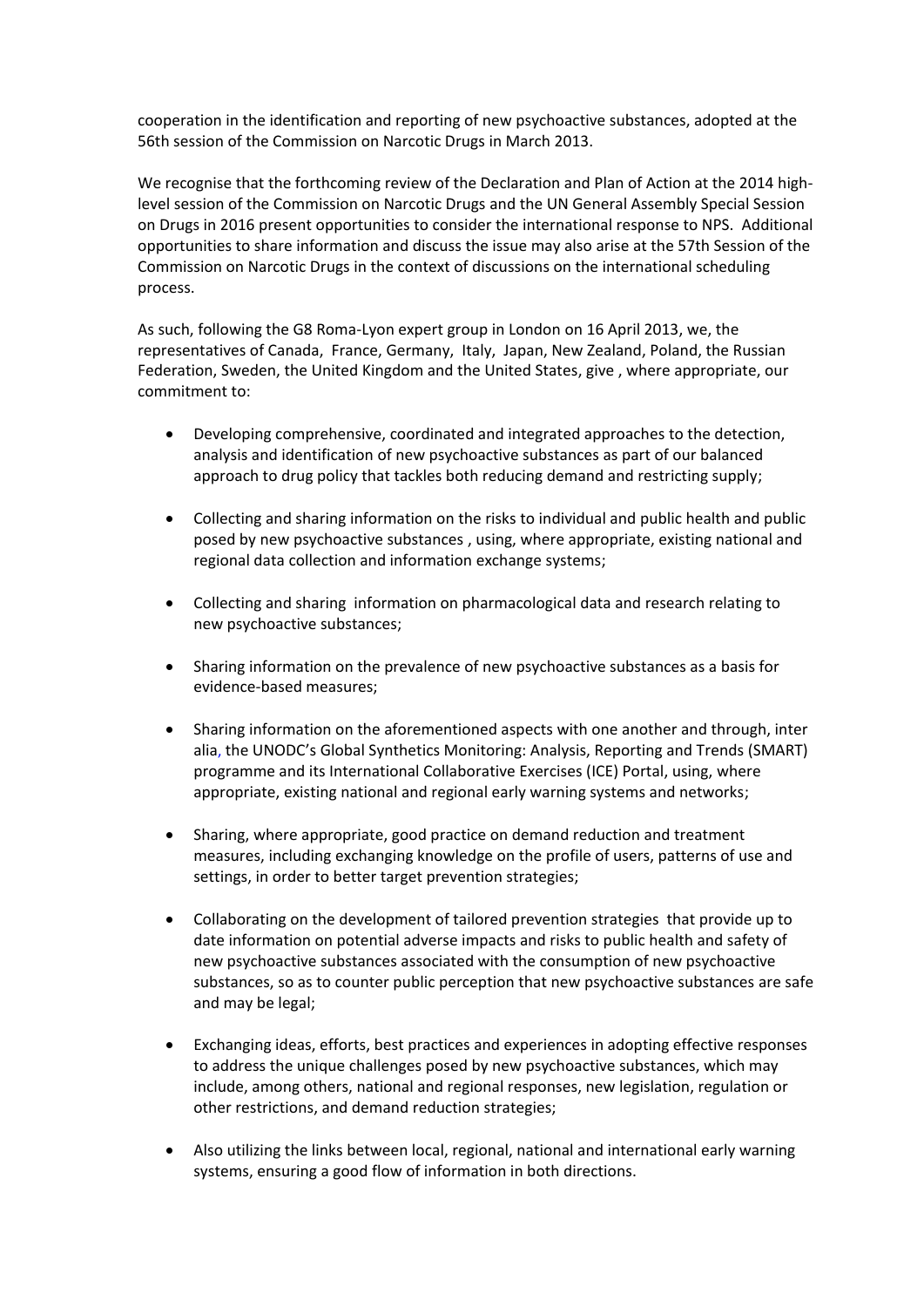cooperation in the identification and reporting of new psychoactive substances, adopted at the 56th session of the Commission on Narcotic Drugs in March 2013.

We recognise that the forthcoming review of the Declaration and Plan of Action at the 2014 high-level session of the Commission on Narcotic Drugs and the UN General Assembly Special Session on Drugs in 2016 present opportunities to consider the international response to NPS. Additional opportunities to share information and discuss the issue may also arise at the 57th Session of the Commission on Narcotic Drugs in the context of discussions on the international scheduling process.

As such, following the G8 Roma-Lyon expert group in London on 16 April 2013, we, the representatives of Canada, France, Germany, Italy, Japan, New Zealand, Poland, the Russian Federation, Sweden, the United Kingdom and the United States, give , where appropriate, our commitment to:

- Developing comprehensive, coordinated and integrated approaches to the detection, analysis and identification of new psychoactive substances as part of our balanced approach to drug policy that tackles both reducing demand and restricting supply;

- Collecting and sharing information on the risks to individual and public health and public posed by new psychoactive substances , using, where appropriate, existing national and regional data collection and information exchange systems;

- Collecting and sharing information on pharmacological data and research relating to new psychoactive substances;

- Sharing information on the prevalence of new psychoactive substances as a basis for evidence-based measures;

- Sharing information on the aforementioned aspects with one another and through, inter alia, the UNODC's Global Synthetics Monitoring: Analysis, Reporting and Trends (SMART) programme and its International Collaborative Exercises (ICE) Portal, using, where appropriate, existing national and regional early warning systems and networks;

- Sharing, where appropriate, good practice on demand reduction and treatment measures, including exchanging knowledge on the profile of users, patterns of use and settings, in order to better target prevention strategies;

- Collaborating on the development of tailored prevention strategies that provide up to date information on potential adverse impacts and risks to public health and safety of new psychoactive substances associated with the consumption of new psychoactive substances, so as to counter public perception that new psychoactive substances are safe and may be legal;

- Exchanging ideas, efforts, best practices and experiences in adopting effective responses to address the unique challenges posed by new psychoactive substances, which may include, among others, national and regional responses, new legislation, regulation or other restrictions, and demand reduction strategies;

- Also utilizing the links between local, regional, national and international early warning systems, ensuring a good flow of information in both directions.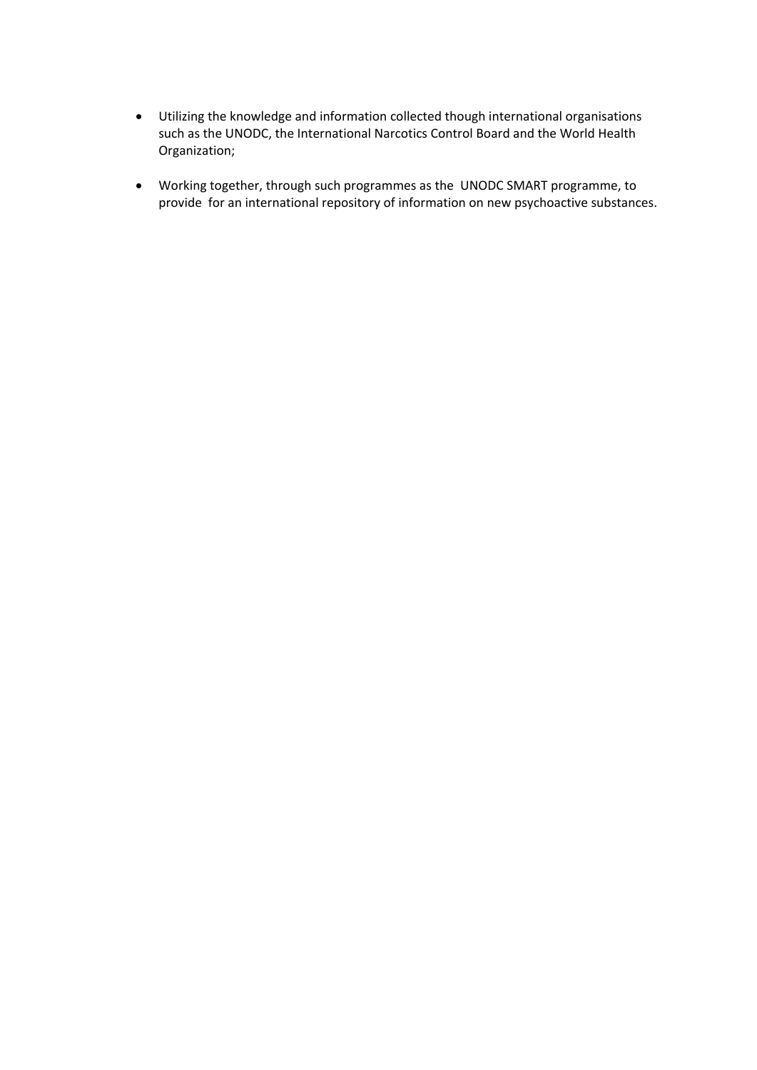- Utilizing the knowledge and information collected though international organisations such as the UNODC, the International Narcotics Control Board and the World Health Organization;

- Working together, through such programmes as the UNODC SMART programme, to provide for an international repository of information on new psychoactive substances.